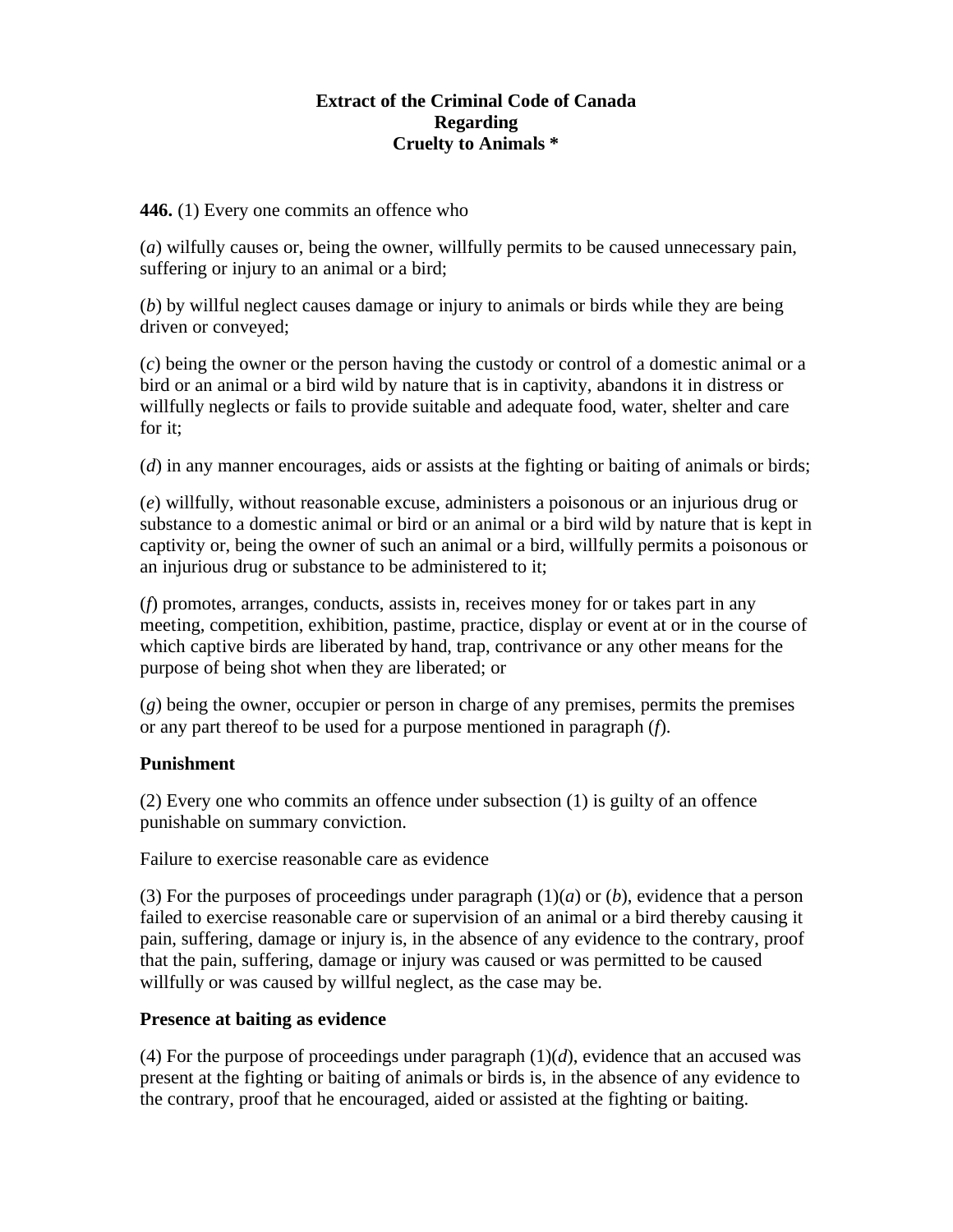# Extract of the Criminal Code of Canada Regarding Cruelty to Animals *

**446.** (1) Every one commits an offence who

(*a*) wilfully causes or, being the owner, willfully permits to be caused unnecessary pain, suffering or injury to an animal or a bird;

(*b*) by willful neglect causes damage or injury to animals or birds while they are being driven or conveyed;

(*c*) being the owner or the person having the custody or control of a domestic animal or a bird or an animal or a bird wild by nature that is in captivity, abandons it in distress or willfully neglects or fails to provide suitable and adequate food, water, shelter and care for it;

(*d*) in any manner encourages, aids or assists at the fighting or baiting of animals or birds;

(*e*) willfully, without reasonable excuse, administers a poisonous or an injurious drug or substance to a domestic animal or bird or an animal or a bird wild by nature that is kept in captivity or, being the owner of such an animal or a bird, willfully permits a poisonous or an injurious drug or substance to be administered to it;

(*f*) promotes, arranges, conducts, assists in, receives money for or takes part in any meeting, competition, exhibition, pastime, practice, display or event at or in the course of which captive birds are liberated by hand, trap, contrivance or any other means for the purpose of being shot when they are liberated; or

(*g*) being the owner, occupier or person in charge of any premises, permits the premises or any part thereof to be used for a purpose mentioned in paragraph (*f*).

**Punishment**

(2) Every one who commits an offence under subsection (1) is guilty of an offence punishable on summary conviction.

Failure to exercise reasonable care as evidence

(3) For the purposes of proceedings under paragraph (1)(*a*) or (*b*), evidence that a person failed to exercise reasonable care or supervision of an animal or a bird thereby causing it pain, suffering, damage or injury is, in the absence of any evidence to the contrary, proof that the pain, suffering, damage or injury was caused or was permitted to be caused willfully or was caused by willful neglect, as the case may be.

**Presence at baiting as evidence**

(4) For the purpose of proceedings under paragraph (1)(*d*), evidence that an accused was present at the fighting or baiting of animals or birds is, in the absence of any evidence to the contrary, proof that he encouraged, aided or assisted at the fighting or baiting.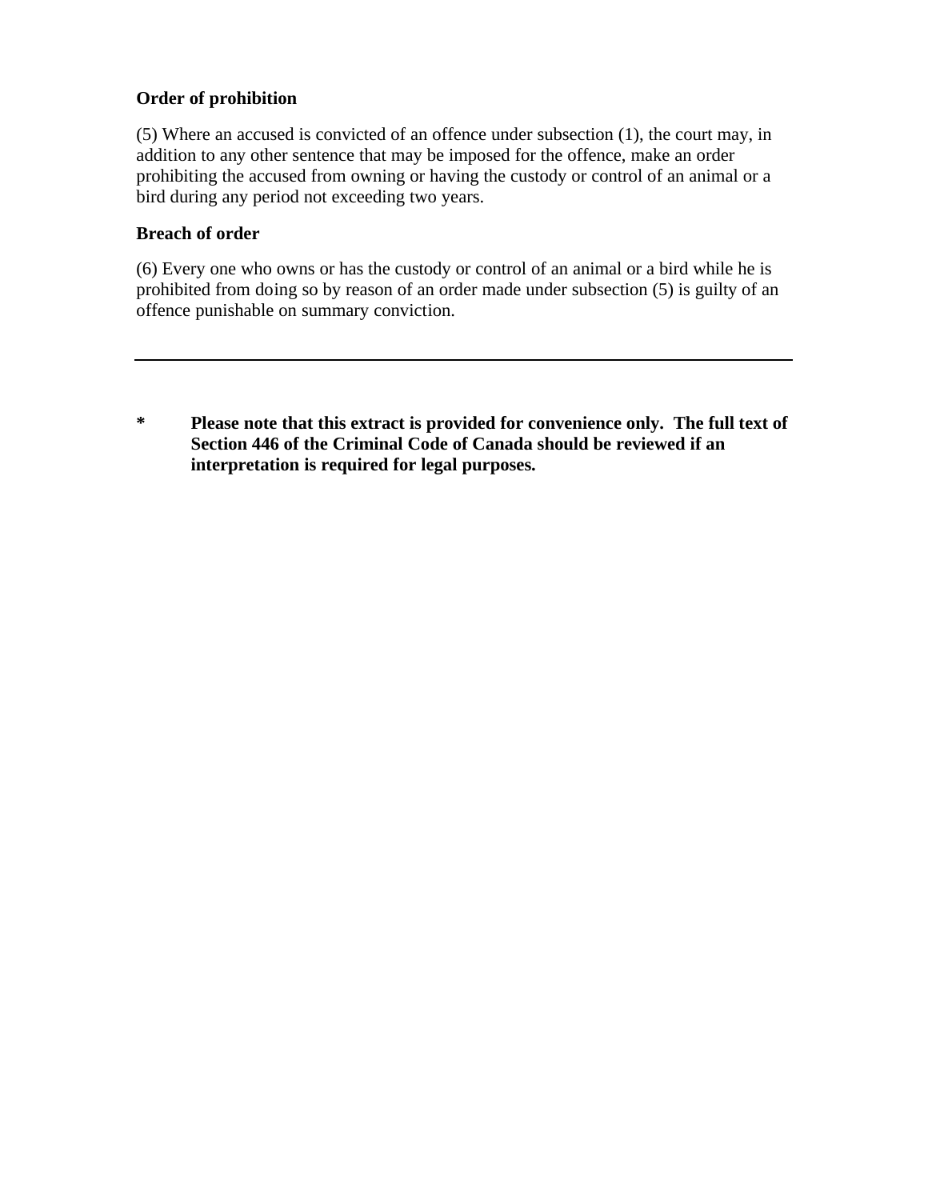**Order of prohibition**

(5) Where an accused is convicted of an offence under subsection (1), the court may, in addition to any other sentence that may be imposed for the offence, make an order prohibiting the accused from owning or having the custody or control of an animal or a bird during any period not exceeding two years.

**Breach of order**

(6) Every one who owns or has the custody or control of an animal or a bird while he is prohibited from doing so by reason of an order made under subsection (5) is guilty of an offence punishable on summary conviction.

---

**\* Please note that this extract is provided for convenience only. The full text of Section 446 of the Criminal Code of Canada should be reviewed if an interpretation is required for legal purposes.**